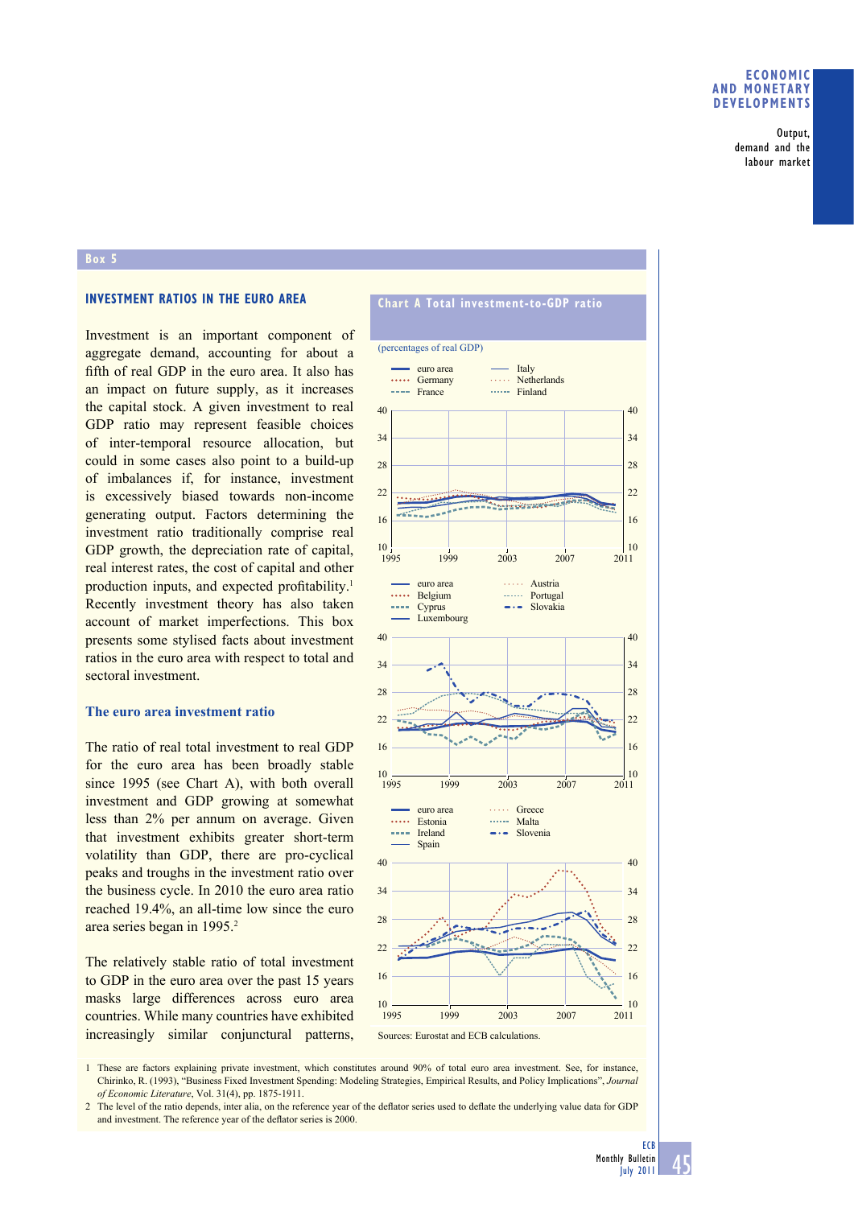## Box 5

### INVESTMENT RATIOS IN THE EURO AREA

Investment is an important component of aggregate demand, accounting for about a fifth of real GDP in the euro area. It also has an impact on future supply, as it increases the capital stock. A given investment to real GDP ratio may represent feasible choices of inter-temporal resource allocation, but could in some cases also point to a build-up of imbalances if, for instance, investment is excessively biased towards non-income generating output. Factors determining the investment ratio traditionally comprise real GDP growth, the depreciation rate of capital, real interest rates, the cost of capital and other production inputs, and expected profitability.[1] Recently investment theory has also taken account of market imperfections. This box presents some stylised facts about investment ratios in the euro area with respect to total and sectoral investment.

**Chart A Total investment-to-GDP ratio**

(percentages of real GDP)

Sources: Eurostat and ECB calculations.

#### The euro area investment ratio

The ratio of real total investment to real GDP for the euro area has been broadly stable since 1995 (see Chart A), with both overall investment and GDP growing at somewhat less than 2% per annum on average. Given that investment exhibits greater short-term volatility than GDP, there are pro-cyclical peaks and troughs in the investment ratio over the business cycle. In 2010 the euro area ratio reached 19.4%, an all-time low since the euro area series began in 1995.[2]

The relatively stable ratio of total investment to GDP in the euro area over the past 15 years masks large differences across euro area countries. While many countries have exhibited increasingly similar conjunctural patterns,

1 These are factors explaining private investment, which constitutes around 90% of total euro area investment. See, for instance, Chirinko, R. (1993), "Business Fixed Investment Spending: Modeling Strategies, Empirical Results, and Policy Implications", *Journal of Economic Literature*, Vol. 31(4), pp. 1875-1911.

2 The level of the ratio depends, inter alia, on the reference year of the deflator series used to deflate the underlying value data for GDP and investment. The reference year of the deflator series is 2000.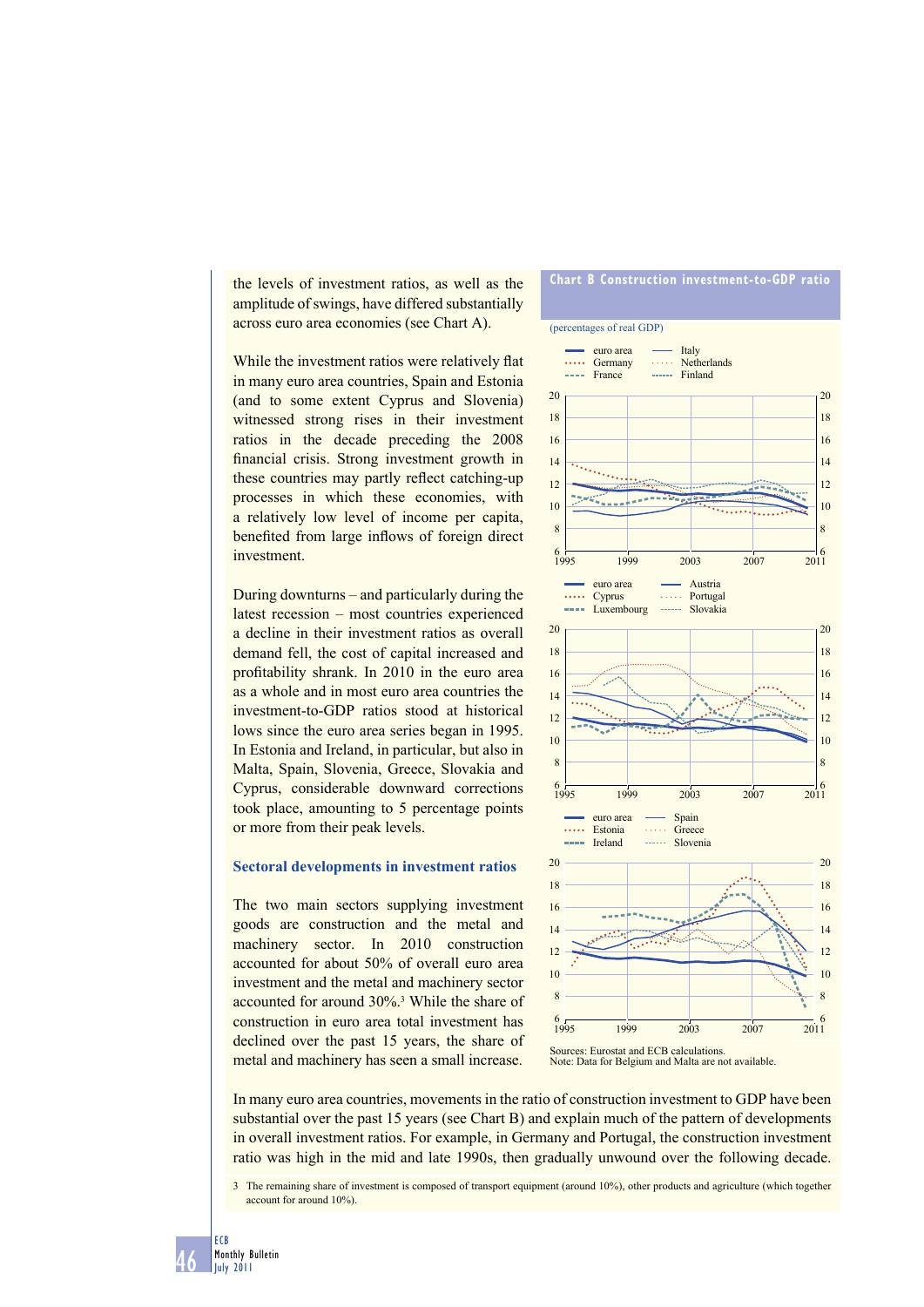the levels of investment ratios, as well as the amplitude of swings, have differed substantially across euro area economies (see Chart A).

While the investment ratios were relatively flat in many euro area countries, Spain and Estonia (and to some extent Cyprus and Slovenia) witnessed strong rises in their investment ratios in the decade preceding the 2008 financial crisis. Strong investment growth in these countries may partly reflect catching-up processes in which these economies, with a relatively low level of income per capita, benefited from large inflows of foreign direct investment.

During downturns – and particularly during the latest recession – most countries experienced a decline in their investment ratios as overall demand fell, the cost of capital increased and profitability shrank. In 2010 in the euro area as a whole and in most euro area countries the investment-to-GDP ratios stood at historical lows since the euro area series began in 1995. In Estonia and Ireland, in particular, but also in Malta, Spain, Slovenia, Greece, Slovakia and Cyprus, considerable downward corrections took place, amounting to 5 percentage points or more from their peak levels.

### Sectoral developments in investment ratios

The two main sectors supplying investment goods are construction and the metal and machinery sector. In 2010 construction accounted for about 50% of overall euro area investment and the metal and machinery sector accounted for around 30%.[3] While the share of construction in euro area total investment has declined over the past 15 years, the share of metal and machinery has seen a small increase.

**Chart B Construction investment-to-GDP ratio**

(percentages of real GDP)

Sources: Eurostat and ECB calculations.
Note: Data for Belgium and Malta are not available.

In many euro area countries, movements in the ratio of construction investment to GDP have been substantial over the past 15 years (see Chart B) and explain much of the pattern of developments in overall investment ratios. For example, in Germany and Portugal, the construction investment ratio was high in the mid and late 1990s, then gradually unwound over the following decade.

3 The remaining share of investment is composed of transport equipment (around 10%), other products and agriculture (which together account for around 10%).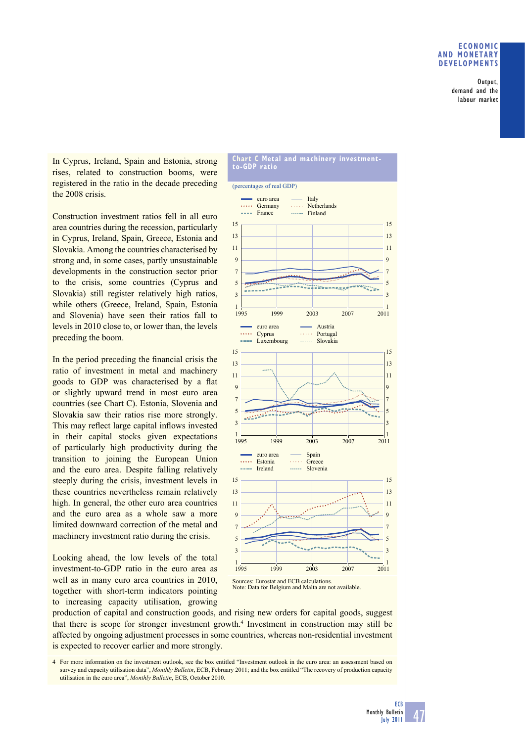In Cyprus, Ireland, Spain and Estonia, strong rises, related to construction booms, were registered in the ratio in the decade preceding the 2008 crisis.

Construction investment ratios fell in all euro area countries during the recession, particularly in Cyprus, Ireland, Spain, Greece, Estonia and Slovakia. Among the countries characterised by strong and, in some cases, partly unsustainable developments in the construction sector prior to the crisis, some countries (Cyprus and Slovakia) still register relatively high ratios, while others (Greece, Ireland, Spain, Estonia and Slovenia) have seen their ratios fall to levels in 2010 close to, or lower than, the levels preceding the boom.

In the period preceding the financial crisis the ratio of investment in metal and machinery goods to GDP was characterised by a flat or slightly upward trend in most euro area countries (see Chart C). Estonia, Slovenia and Slovakia saw their ratios rise more strongly. This may reflect large capital inflows invested in their capital stocks given expectations of particularly high productivity during the transition to joining the European Union and the euro area. Despite falling relatively steeply during the crisis, investment levels in these countries nevertheless remain relatively high. In general, the other euro area countries and the euro area as a whole saw a more limited downward correction of the metal and machinery investment ratio during the crisis.

**Chart C Metal and machinery investment-to-GDP ratio**

(percentages of real GDP)

euro area
Germany
France
Italy
Netherlands
Finland

15
13
11
9
7
5
3
1
1995 1999 2003 2007 2011

euro area
Cyprus
Luxembourg
Austria
Portugal
Slovakia

15
13
11
9
7
5
3
1
1995 1999 2003 2007 2011

euro area
Estonia
Ireland
Spain
Greece
Slovenia

15
13
11
9
7
5
3
1
1995 1999 2003 2007 2011

Sources: Eurostat and ECB calculations.
Note: Data for Belgium and Malta are not available.

Looking ahead, the low levels of the total investment-to-GDP ratio in the euro area as well as in many euro area countries in 2010, together with short-term indicators pointing to increasing capacity utilisation, growing production of capital and construction goods, and rising new orders for capital goods, suggest that there is scope for stronger investment growth.[4] Investment in construction may still be affected by ongoing adjustment processes in some countries, whereas non-residential investment is expected to recover earlier and more strongly.

4 For more information on the investment outlook, see the box entitled "Investment outlook in the euro area: an assessment based on survey and capacity utilisation data", *Monthly Bulletin*, ECB, February 2011; and the box entitled "The recovery of production capacity utilisation in the euro area", *Monthly Bulletin*, ECB, October 2010.